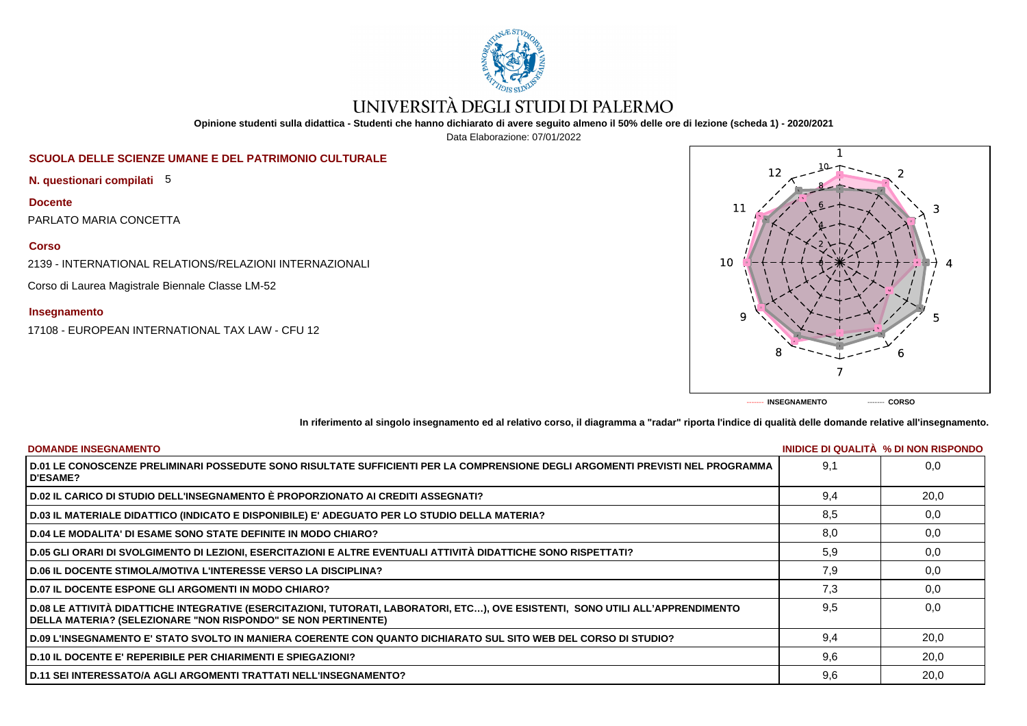# UNIVERSITÀ DEGLI STUDI DI PALERMO

**Opinione studenti sulla didattica - Studenti che hanno dichiarato di avere seguito almeno il 50% delle ore di lezione (scheda 1) - 2020/2021**

Data Elaborazione: 07/01/2022

**SCUOLA DELLE SCIENZE UMANE E DEL PATRIMONIO CULTURALE**

**N. questionari compilati** 5

**Docente**

PARLATO MARIA CONCETTA

**Corso**

2139 - INTERNATIONAL RELATIONS/RELAZIONI INTERNAZIONALI

Corso di Laurea Magistrale Biennale Classe LM-52

**Insegnamento**

17108 - EUROPEAN INTERNATIONAL TAX LAW - CFU 12

------- INSEGNAMENTO ------- CORSO

**In riferimento al singolo insegnamento ed al relativo corso, il diagramma a "radar" riporta l'indice di qualità delle domande relative all'insegnamento.**

| DOMANDE INSEGNAMENTO | INIDICE DI QUALITÀ | % DI NON RISPONDO |
|---|---|---|
| D.01 LE CONOSCENZE PRELIMINARI POSSEDUTE SONO RISULTATE SUFFICIENTI PER LA COMPRENSIONE DEGLI ARGOMENTI PREVISTI NEL PROGRAMMA D'ESAME? | 9,1 | 0,0 |
| D.02 IL CARICO DI STUDIO DELL'INSEGNAMENTO È PROPORZIONATO AI CREDITI ASSEGNATI? | 9,4 | 20,0 |
| D.03 IL MATERIALE DIDATTICO (INDICATO E DISPONIBILE) E' ADEGUATO PER LO STUDIO DELLA MATERIA? | 8,5 | 0,0 |
| D.04 LE MODALITA' DI ESAME SONO STATE DEFINITE IN MODO CHIARO? | 8,0 | 0,0 |
| D.05 GLI ORARI DI SVOLGIMENTO DI LEZIONI, ESERCITAZIONI E ALTRE EVENTUALI ATTIVITÀ DIDATTICHE SONO RISPETTATI? | 5,9 | 0,0 |
| D.06 IL DOCENTE STIMOLA/MOTIVA L'INTERESSE VERSO LA DISCIPLINA? | 7,9 | 0,0 |
| D.07 IL DOCENTE ESPONE GLI ARGOMENTI IN MODO CHIARO? | 7,3 | 0,0 |
| D.08 LE ATTIVITÀ DIDATTICHE INTEGRATIVE (ESERCITAZIONI, TUTORATI, LABORATORI, ETC…), OVE ESISTENTI, SONO UTILI ALL'APPRENDIMENTO DELLA MATERIA? (SELEZIONARE "NON RISPONDO" SE NON PERTINENTE) | 9,5 | 0,0 |
| D.09 L'INSEGNAMENTO E' STATO SVOLTO IN MANIERA COERENTE CON QUANTO DICHIARATO SUL SITO WEB DEL CORSO DI STUDIO? | 9,4 | 20,0 |
| D.10 IL DOCENTE E' REPERIBILE PER CHIARIMENTI E SPIEGAZIONI? | 9,6 | 20,0 |
| D.11 SEI INTERESSATO/A AGLI ARGOMENTI TRATTATI NELL'INSEGNAMENTO? | 9,6 | 20,0 |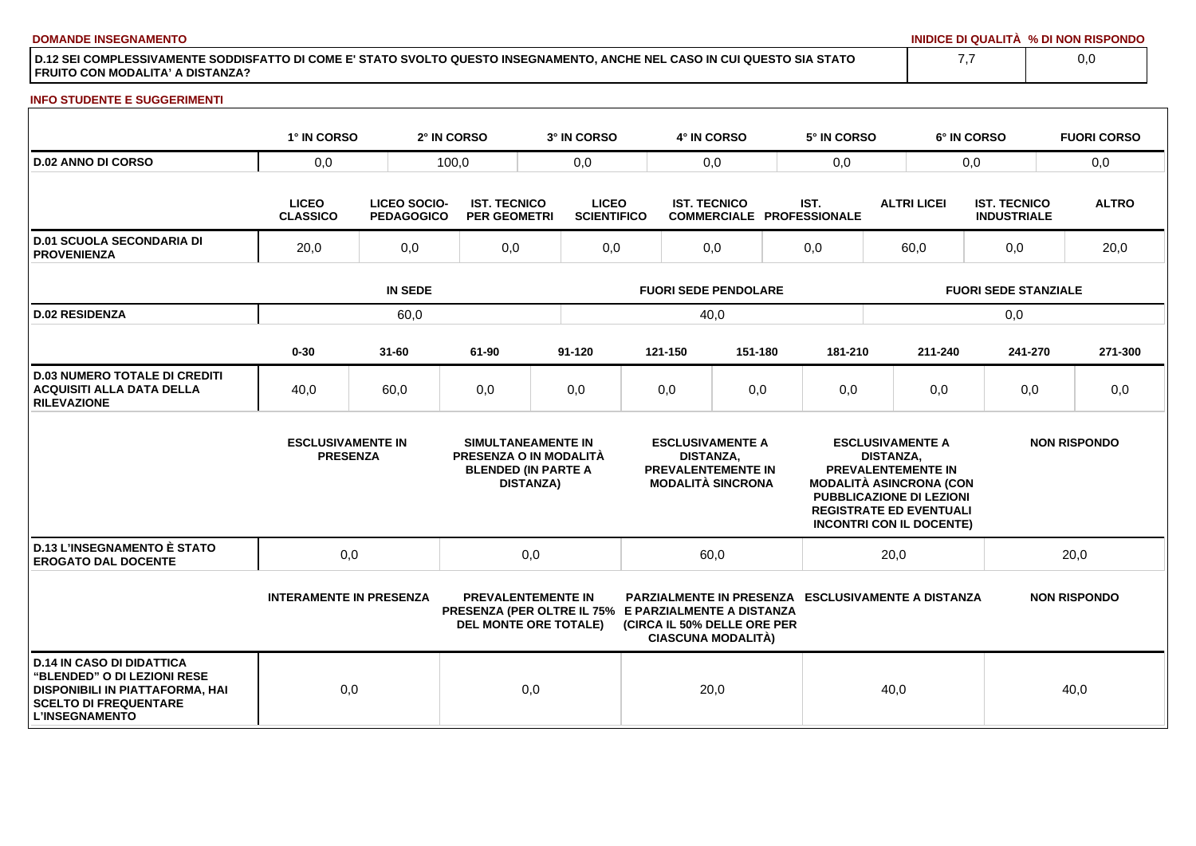**DOMANDE INSEGNAMENTO**

| | INIDICE DI QUALITÀ | % DI NON RISPONDO |
|---|---|---|
| D.12 SEI COMPLESSIVAMENTE SODDISFATTO DI COME E' STATO SVOLTO QUESTO INSEGNAMENTO, ANCHE NEL CASO IN CUI QUESTO SIA STATO FRUITO CON MODALITA' A DISTANZA? | 7,7 | 0,0 |

**INFO STUDENTE E SUGGERIMENTI**

| | 1° IN CORSO | 2° IN CORSO | 3° IN CORSO | 4° IN CORSO | 5° IN CORSO | 6° IN CORSO | FUORI CORSO |
|---|---|---|---|---|---|---|---|
| D.02 ANNO DI CORSO | 0,0 | 100,0 | 0,0 | 0,0 | 0,0 | 0,0 | 0,0 |

| | LICEO CLASSICO | LICEO SOCIO-PEDAGOGICO | IST. TECNICO PER GEOMETRI | LICEO SCIENTIFICO | IST. TECNICO COMMERCIALE | IST. PROFESSIONALE | ALTRI LICEI | IST. TECNICO INDUSTRIALE | ALTRO |
|---|---|---|---|---|---|---|---|---|---|
| D.01 SCUOLA SECONDARIA DI PROVENIENZA | 20,0 | 0,0 | 0,0 | 0,0 | 0,0 | 0,0 | 60,0 | 0,0 | 20,0 |

| | IN SEDE | FUORI SEDE PENDOLARE | FUORI SEDE STANZIALE |
|---|---|---|---|
| D.02 RESIDENZA | 60,0 | 40,0 | 0,0 |

| | 0-30 | 31-60 | 61-90 | 91-120 | 121-150 | 151-180 | 181-210 | 211-240 | 241-270 | 271-300 |
|---|---|---|---|---|---|---|---|---|---|---|
| D.03 NUMERO TOTALE DI CREDITI ACQUISITI ALLA DATA DELLA RILEVAZIONE | 40,0 | 60,0 | 0,0 | 0,0 | 0,0 | 0,0 | 0,0 | 0,0 | 0,0 | 0,0 |

| | ESCLUSIVAMENTE IN PRESENZA | SIMULTANEAMENTE IN PRESENZA O IN MODALITÀ BLENDED (IN PARTE A DISTANZA) | ESCLUSIVAMENTE A DISTANZA, PREVALENTEMENTE IN MODALITÀ SINCRONA | ESCLUSIVAMENTE A DISTANZA, PREVALENTEMENTE IN MODALITÀ ASINCRONA (CON PUBBLICAZIONE DI LEZIONI REGISTRATE ED EVENTUALI INCONTRI CON IL DOCENTE) | NON RISPONDO |
|---|---|---|---|---|---|
| D.13 L'INSEGNAMENTO È STATO EROGATO DAL DOCENTE | 0,0 | 0,0 | 60,0 | 20,0 | 20,0 |

| | INTERAMENTE IN PRESENZA | PREVALENTEMENTE IN PRESENZA (PER OLTRE IL 75% DEL MONTE ORE TOTALE) | PARZIALMENTE IN PRESENZA E PARZIALMENTE A DISTANZA (CIRCA IL 50% DELLE ORE PER CIASCUNA MODALITÀ) | ESCLUSIVAMENTE A DISTANZA | NON RISPONDO |
|---|---|---|---|---|---|
| D.14 IN CASO DI DIDATTICA "BLENDED" O DI LEZIONI RESE DISPONIBILI IN PIATTAFORMA, HAI SCELTO DI FREQUENTARE L'INSEGNAMENTO | 0,0 | 0,0 | 20,0 | 40,0 | 40,0 |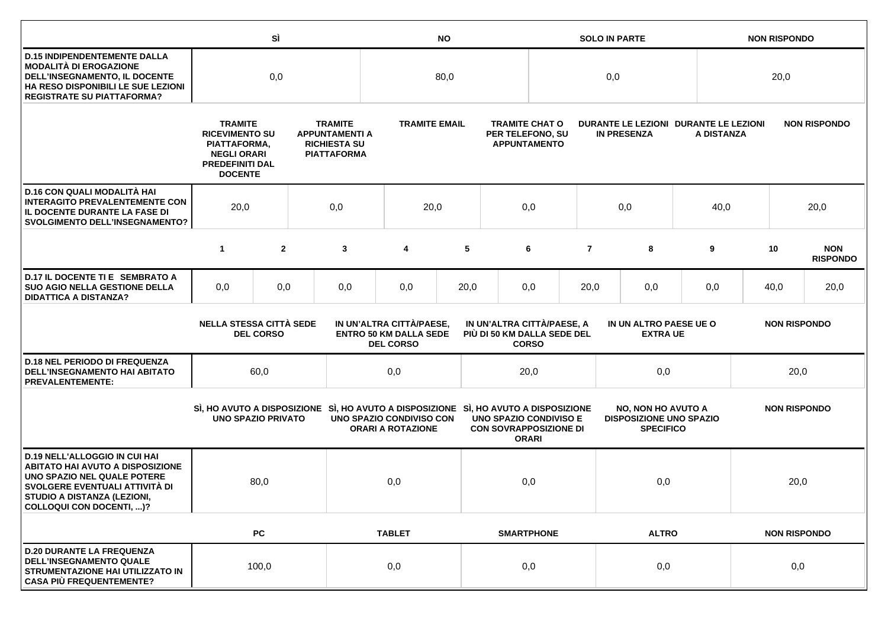| | SÌ | NO | SOLO IN PARTE | NON RISPONDO |
|---|---|---|---|---|
| **D.15 INDIPENDENTEMENTE DALLA MODALITÀ DI EROGAZIONE DELL'INSEGNAMENTO, IL DOCENTE HA RESO DISPONIBILI LE SUE LEZIONI REGISTRATE SU PIATTAFORMA?** | 0,0 | 80,0 | 0,0 | 20,0 |

| | TRAMITE RICEVIMENTO SU PIATTAFORMA, NEGLI ORARI PREDEFINITI DAL DOCENTE | TRAMITE APPUNTAMENTI A RICHIESTA SU PIATTAFORMA | TRAMITE EMAIL | TRAMITE CHAT O PER TELEFONO, SU APPUNTAMENTO | DURANTE LE LEZIONI IN PRESENZA | DURANTE LE LEZIONI A DISTANZA | NON RISPONDO |
|---|---|---|---|---|---|---|---|
| **D.16 CON QUALI MODALITÀ HAI INTERAGITO PREVALENTEMENTE CON IL DOCENTE DURANTE LA FASE DI SVOLGIMENTO DELL'INSEGNAMENTO?** | 20,0 | 0,0 | 20,0 | 0,0 | 0,0 | 40,0 | 20,0 |

| | 1 | 2 | 3 | 4 | 5 | 6 | 7 | 8 | 9 | 10 | NON RISPONDO |
|---|---|---|---|---|---|---|---|---|---|---|---|
| **D.17 IL DOCENTE TI E SEMBRATO A SUO AGIO NELLA GESTIONE DELLA DIDATTICA A DISTANZA?** | 0,0 | 0,0 | 0,0 | 0,0 | 20,0 | 0,0 | 20,0 | 0,0 | 0,0 | 40,0 | 20,0 |

| | NELLA STESSA CITTÀ SEDE DEL CORSO | IN UN'ALTRA CITTÀ/PAESE, ENTRO 50 KM DALLA SEDE DEL CORSO | IN UN'ALTRA CITTÀ/PAESE, A PIÙ DI 50 KM DALLA SEDE DEL CORSO | IN UN ALTRO PAESE UE O EXTRA UE | NON RISPONDO |
|---|---|---|---|---|---|
| **D.18 NEL PERIODO DI FREQUENZA DELL'INSEGNAMENTO HAI ABITATO PREVALENTEMENTE:** | 60,0 | 0,0 | 20,0 | 0,0 | 20,0 |

| | SÌ, HO AVUTO A DISPOSIZIONE UNO SPAZIO PRIVATO | SÌ, HO AVUTO A DISPOSIZIONE UNO SPAZIO CONDIVISO CON ORARI A ROTAZIONE | SÌ, HO AVUTO A DISPOSIZIONE UNO SPAZIO CONDIVISO E CON SOVRAPPOSIZIONE DI ORARI | NO, NON HO AVUTO A DISPOSIZIONE UNO SPAZIO SPECIFICO | NON RISPONDO |
|---|---|---|---|---|---|
| **D.19 NELL'ALLOGGIO IN CUI HAI ABITATO HAI AVUTO A DISPOSIZIONE UNO SPAZIO NEL QUALE POTERE SVOLGERE EVENTUALI ATTIVITÀ DI STUDIO A DISTANZA (LEZIONI, COLLOQUI CON DOCENTI, ...)?** | 80,0 | 0,0 | 0,0 | 0,0 | 20,0 |

| | PC | TABLET | SMARTPHONE | ALTRO | NON RISPONDO |
|---|---|---|---|---|---|
| **D.20 DURANTE LA FREQUENZA DELL'INSEGNAMENTO QUALE STRUMENTAZIONE HAI UTILIZZATO IN CASA PIÙ FREQUENTEMENTE?** | 100,0 | 0,0 | 0,0 | 0,0 | 0,0 |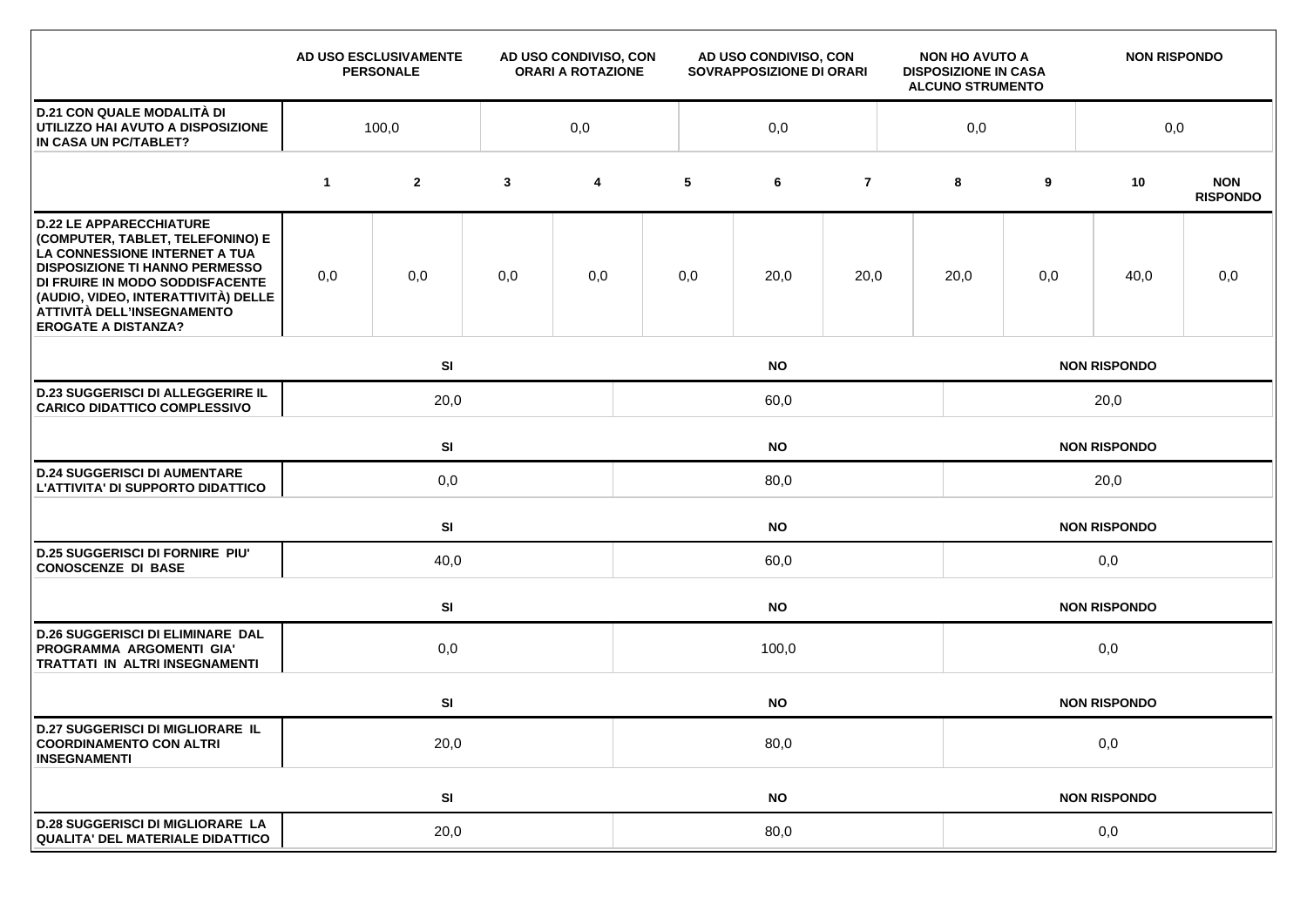| | AD USO ESCLUSIVAMENTE PERSONALE | AD USO CONDIVISO, CON ORARI A ROTAZIONE | AD USO CONDIVISO, CON SOVRAPPOSIZIONE DI ORARI | NON HO AVUTO A DISPOSIZIONE IN CASA ALCUNO STRUMENTO | NON RISPONDO |
|---|---|---|---|---|---|
| **D.21 CON QUALE MODALITÀ DI UTILIZZO HAI AVUTO A DISPOSIZIONE IN CASA UN PC/TABLET?** | 100,0 | 0,0 | 0,0 | 0,0 | 0,0 |

| | 1 | 2 | 3 | 4 | 5 | 6 | 7 | 8 | 9 | 10 | NON RISPONDO |
|---|---|---|---|---|---|---|---|---|---|---|---|
| **D.22 LE APPARECCHIATURE (COMPUTER, TABLET, TELEFONINO) E LA CONNESSIONE INTERNET A TUA DISPOSIZIONE TI HANNO PERMESSO DI FRUIRE IN MODO SODDISFACENTE (AUDIO, VIDEO, INTERATTIVITÀ) DELLE ATTIVITÀ DELL'INSEGNAMENTO EROGATE A DISTANZA?** | 0,0 | 0,0 | 0,0 | 0,0 | 0,0 | 20,0 | 20,0 | 20,0 | 0,0 | 40,0 | 0,0 |

| | SI | NO | NON RISPONDO |
|---|---|---|---|
| **D.23 SUGGERISCI DI ALLEGGERIRE IL CARICO DIDATTICO COMPLESSIVO** | 20,0 | 60,0 | 20,0 |

| | SI | NO | NON RISPONDO |
|---|---|---|---|
| **D.24 SUGGERISCI DI AUMENTARE L'ATTIVITA' DI SUPPORTO DIDATTICO** | 0,0 | 80,0 | 20,0 |

| | SI | NO | NON RISPONDO |
|---|---|---|---|
| **D.25 SUGGERISCI DI FORNIRE PIU' CONOSCENZE DI BASE** | 40,0 | 60,0 | 0,0 |

| | SI | NO | NON RISPONDO |
|---|---|---|---|
| **D.26 SUGGERISCI DI ELIMINARE DAL PROGRAMMA ARGOMENTI GIA' TRATTATI IN ALTRI INSEGNAMENTI** | 0,0 | 100,0 | 0,0 |

| | SI | NO | NON RISPONDO |
|---|---|---|---|
| **D.27 SUGGERISCI DI MIGLIORARE IL COORDINAMENTO CON ALTRI INSEGNAMENTI** | 20,0 | 80,0 | 0,0 |

| | SI | NO | NON RISPONDO |
|---|---|---|---|
| **D.28 SUGGERISCI DI MIGLIORARE LA QUALITA' DEL MATERIALE DIDATTICO** | 20,0 | 80,0 | 0,0 |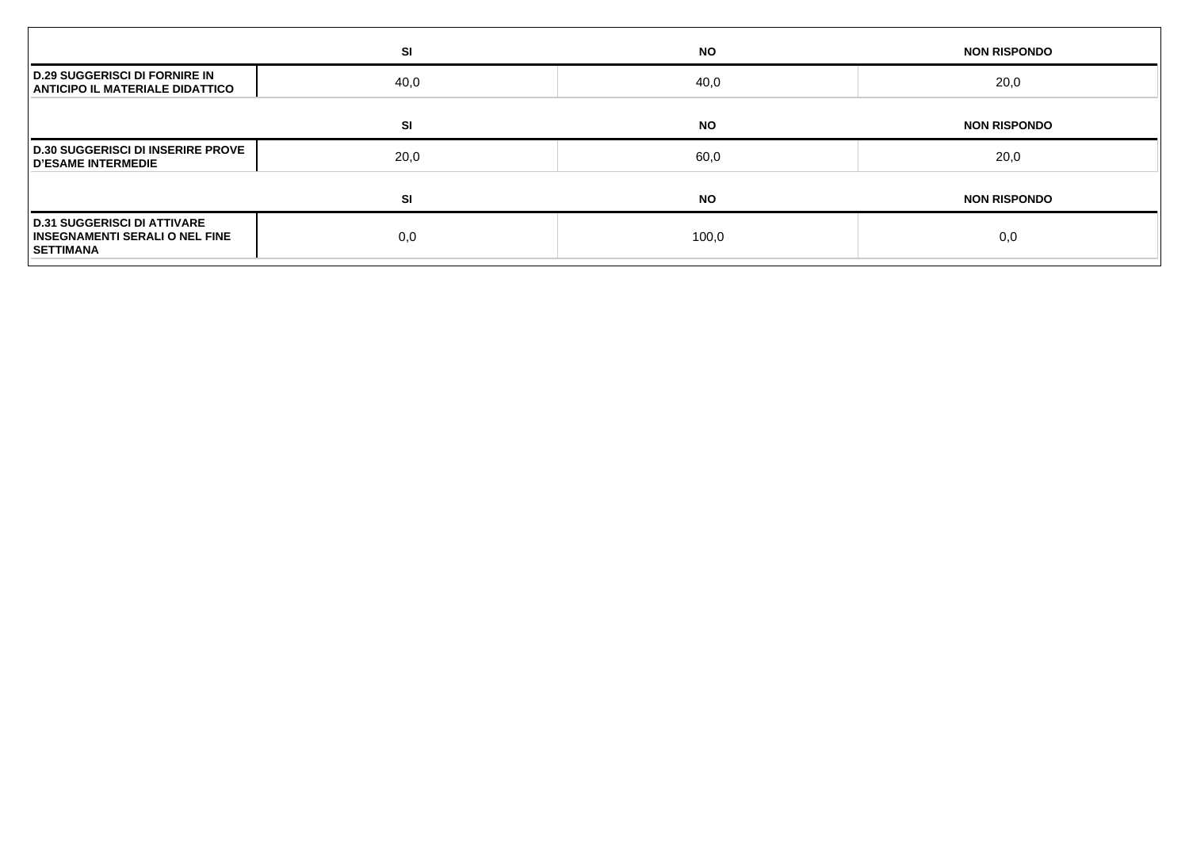| | SI | NO | NON RISPONDO |
|---|---|---|---|
| **D.29 SUGGERISCI DI FORNIRE IN ANTICIPO IL MATERIALE DIDATTICO** | 40,0 | 40,0 | 20,0 |

| | SI | NO | NON RISPONDO |
|---|---|---|---|
| **D.30 SUGGERISCI DI INSERIRE PROVE D'ESAME INTERMEDIE** | 20,0 | 60,0 | 20,0 |

| | SI | NO | NON RISPONDO |
|---|---|---|---|
| **D.31 SUGGERISCI DI ATTIVARE INSEGNAMENTI SERALI O NEL FINE SETTIMANA** | 0,0 | 100,0 | 0,0 |